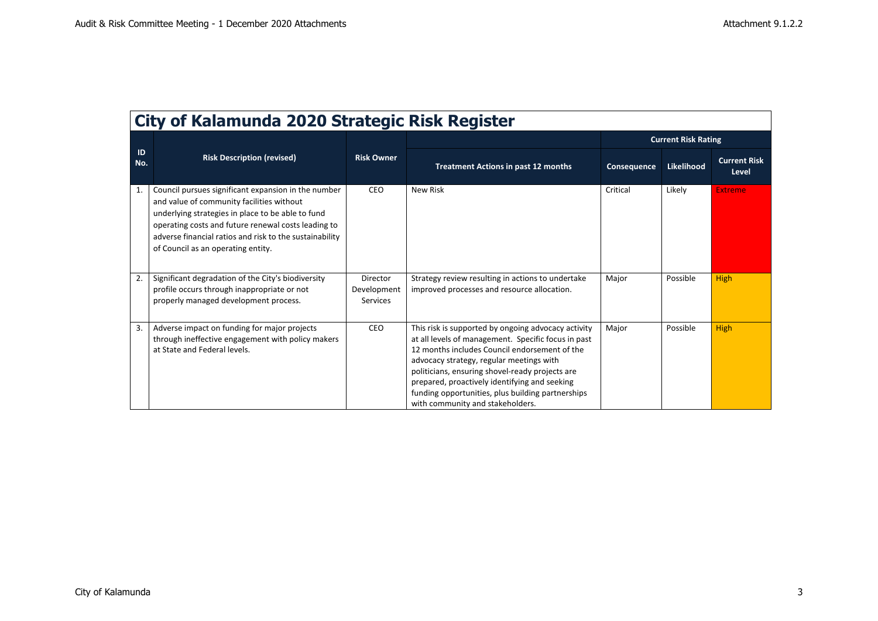# City of Kalamunda 2020 Strategic Risk Register

| ID No. | Risk Description (revised) | Risk Owner | Treatment Actions in past 12 months | Current Risk Rating | | |
|---|---|---|---|---|---|---|
| | | | | Consequence | Likelihood | Current Risk Level |
| 1. | Council pursues significant expansion in the number and value of community facilities without underlying strategies in place to be able to fund operating costs and future renewal costs leading to adverse financial ratios and risk to the sustainability of Council as an operating entity. | CEO | New Risk | Critical | Likely | Extreme |
| 2. | Significant degradation of the City's biodiversity profile occurs through inappropriate or not properly managed development process. | Director Development Services | Strategy review resulting in actions to undertake improved processes and resource allocation. | Major | Possible | High |
| 3. | Adverse impact on funding for major projects through ineffective engagement with policy makers at State and Federal levels. | CEO | This risk is supported by ongoing advocacy activity at all levels of management. Specific focus in past 12 months includes Council endorsement of the advocacy strategy, regular meetings with politicians, ensuring shovel-ready projects are prepared, proactively identifying and seeking funding opportunities, plus building partnerships with community and stakeholders. | Major | Possible | High |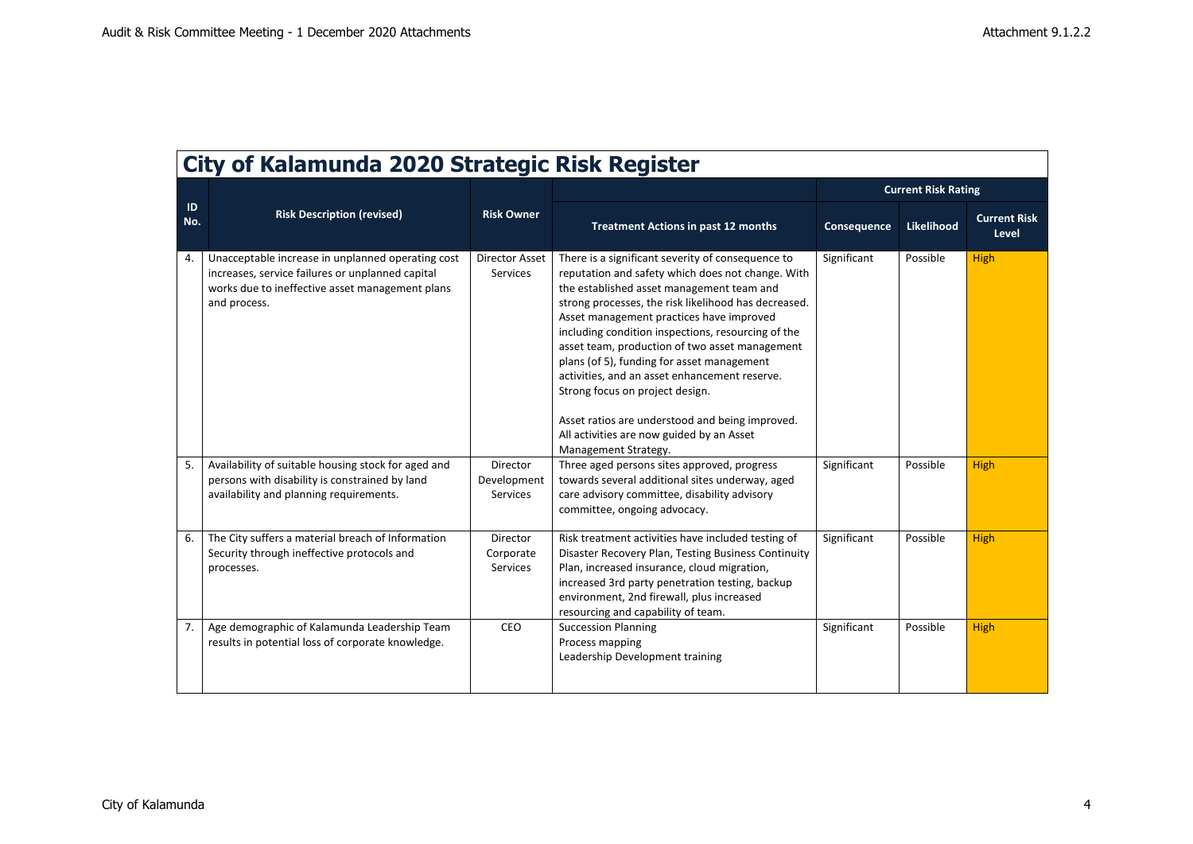# City of Kalamunda 2020 Strategic Risk Register

| ID No. | Risk Description (revised) | Risk Owner | Treatment Actions in past 12 months | Current Risk Rating | | |
|---|---|---|---|---|---|---|
| | | | | Consequence | Likelihood | Current Risk Level |
| 4. | Unacceptable increase in unplanned operating cost increases, service failures or unplanned capital works due to ineffective asset management plans and process. | Director Asset Services | There is a significant severity of consequence to reputation and safety which does not change. With the established asset management team and strong processes, the risk likelihood has decreased. Asset management practices have improved including condition inspections, resourcing of the asset team, production of two asset management plans (of 5), funding for asset management activities, and an asset enhancement reserve. Strong focus on project design.<br><br>Asset ratios are understood and being improved. All activities are now guided by an Asset Management Strategy. | Significant | Possible | High |
| 5. | Availability of suitable housing stock for aged and persons with disability is constrained by land availability and planning requirements. | Director Development Services | Three aged persons sites approved, progress towards several additional sites underway, aged care advisory committee, disability advisory committee, ongoing advocacy. | Significant | Possible | High |
| 6. | The City suffers a material breach of Information Security through ineffective protocols and processes. | Director Corporate Services | Risk treatment activities have included testing of Disaster Recovery Plan, Testing Business Continuity Plan, increased insurance, cloud migration, increased 3rd party penetration testing, backup environment, 2nd firewall, plus increased resourcing and capability of team. | Significant | Possible | High |
| 7. | Age demographic of Kalamunda Leadership Team results in potential loss of corporate knowledge. | CEO | Succession Planning<br>Process mapping<br>Leadership Development training | Significant | Possible | High |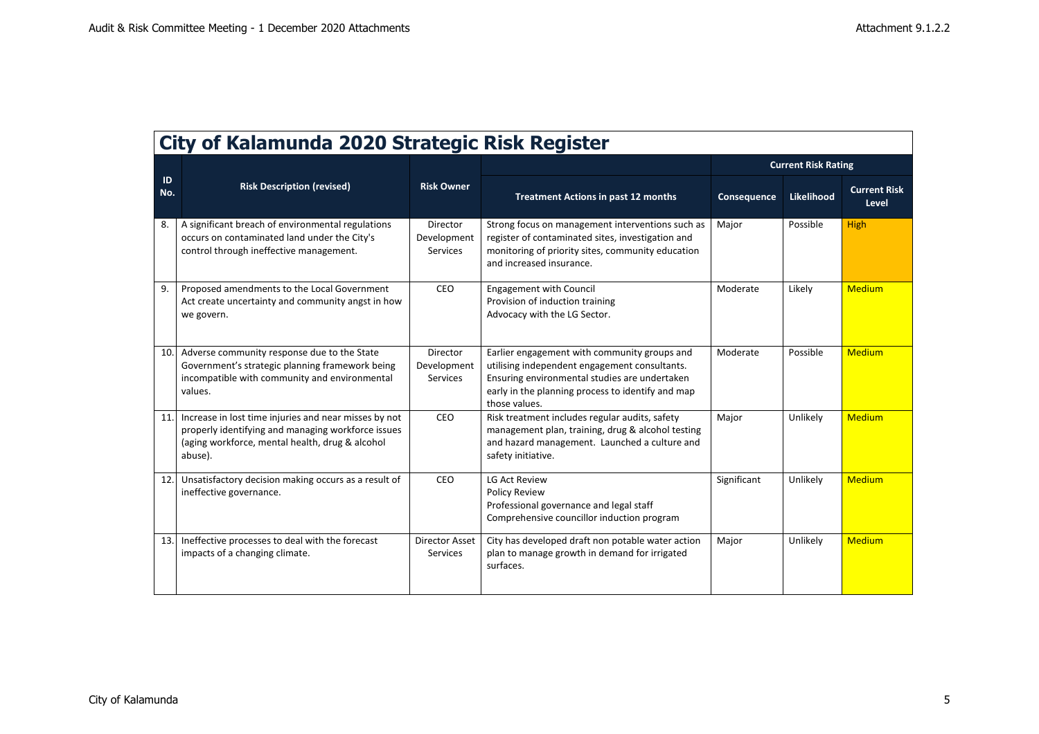# City of Kalamunda 2020 Strategic Risk Register

| ID No. | Risk Description (revised) | Risk Owner | Treatment Actions in past 12 months | Current Risk Rating | | |
|---|---|---|---|---|---|---|
| | | | | Consequence | Likelihood | Current Risk Level |
| 8. | A significant breach of environmental regulations occurs on contaminated land under the City's control through ineffective management. | Director Development Services | Strong focus on management interventions such as register of contaminated sites, investigation and monitoring of priority sites, community education and increased insurance. | Major | Possible | High |
| 9. | Proposed amendments to the Local Government Act create uncertainty and community angst in how we govern. | CEO | Engagement with Council<br>Provision of induction training<br>Advocacy with the LG Sector. | Moderate | Likely | Medium |
| 10. | Adverse community response due to the State Government's strategic planning framework being incompatible with community and environmental values. | Director Development Services | Earlier engagement with community groups and utilising independent engagement consultants. Ensuring environmental studies are undertaken early in the planning process to identify and map those values. | Moderate | Possible | Medium |
| 11. | Increase in lost time injuries and near misses by not properly identifying and managing workforce issues (aging workforce, mental health, drug & alcohol abuse). | CEO | Risk treatment includes regular audits, safety management plan, training, drug & alcohol testing and hazard management. Launched a culture and safety initiative. | Major | Unlikely | Medium |
| 12. | Unsatisfactory decision making occurs as a result of ineffective governance. | CEO | LG Act Review<br>Policy Review<br>Professional governance and legal staff<br>Comprehensive councillor induction program | Significant | Unlikely | Medium |
| 13. | Ineffective processes to deal with the forecast impacts of a changing climate. | Director Asset Services | City has developed draft non potable water action plan to manage growth in demand for irrigated surfaces. | Major | Unlikely | Medium |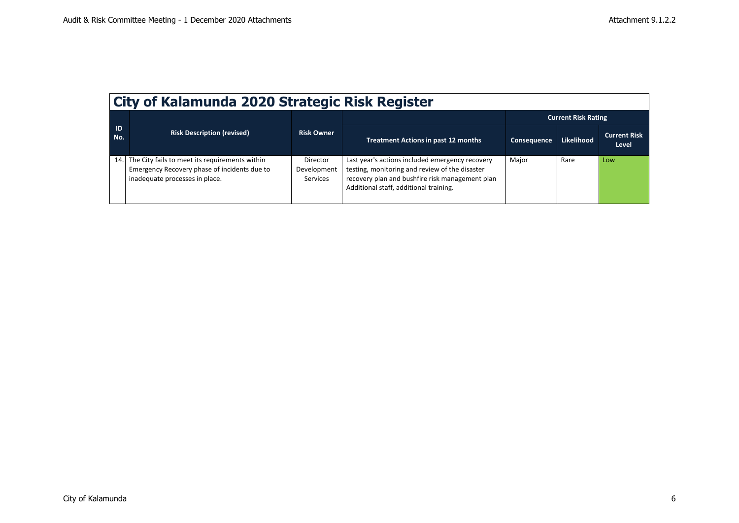## City of Kalamunda 2020 Strategic Risk Register

| ID No. | Risk Description (revised) | Risk Owner | Treatment Actions in past 12 months | Current Risk Rating | | |
|---|---|---|---|---|---|---|
| | | | | Consequence | Likelihood | Current Risk Level |
| 14. | The City fails to meet its requirements within Emergency Recovery phase of incidents due to inadequate processes in place. | Director Development Services | Last year's actions included emergency recovery testing, monitoring and review of the disaster recovery plan and bushfire risk management plan Additional staff, additional training. | Major | Rare | Low |